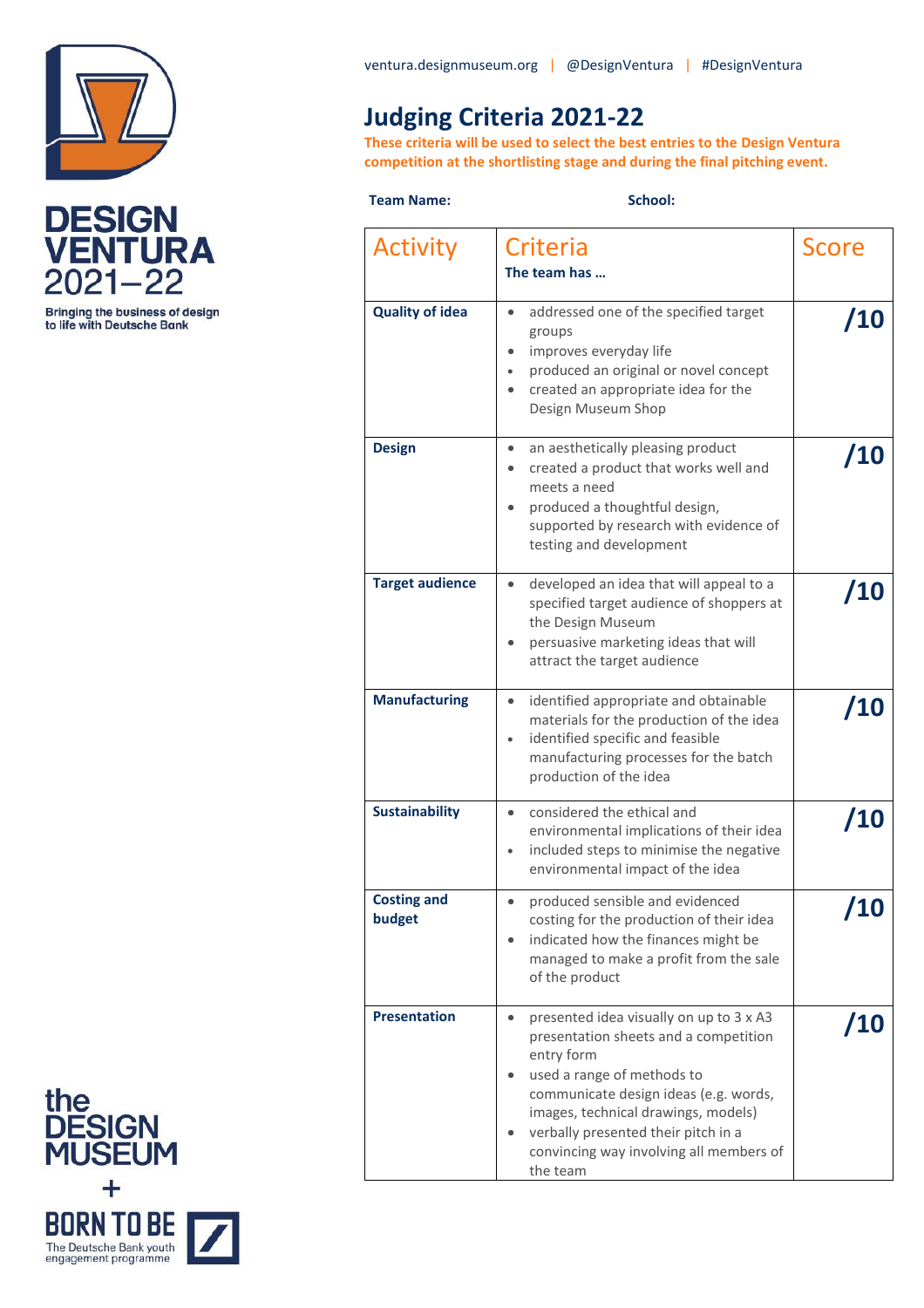DESIGN VENTURA 2021–22

Bringing the business of design to life with Deutsche Bank

ventura.designmuseum.org | @DesignVentura | #DesignVentura

# Judging Criteria 2021-22

**These criteria will be used to select the best entries to the Design Ventura competition at the shortlisting stage and during the final pitching event.**

**Team Name:** **School:**

| Activity | Criteria<br>**The team has …** | Score |
|---|---|---|
| **Quality of idea** | • addressed one of the specified target groups<br>• improves everyday life<br>• produced an original or novel concept<br>• created an appropriate idea for the Design Museum Shop | **/10** |
| **Design** | • an aesthetically pleasing product<br>• created a product that works well and meets a need<br>• produced a thoughtful design, supported by research with evidence of testing and development | **/10** |
| **Target audience** | • developed an idea that will appeal to a specified target audience of shoppers at the Design Museum<br>• persuasive marketing ideas that will attract the target audience | **/10** |
| **Manufacturing** | • identified appropriate and obtainable materials for the production of the idea<br>• identified specific and feasible manufacturing processes for the batch production of the idea | **/10** |
| **Sustainability** | • considered the ethical and environmental implications of their idea<br>• included steps to minimise the negative environmental impact of the idea | **/10** |
| **Costing and budget** | • produced sensible and evidenced costing for the production of their idea<br>• indicated how the finances might be managed to make a profit from the sale of the product | **/10** |
| **Presentation** | • presented idea visually on up to 3 x A3 presentation sheets and a competition entry form<br>• used a range of methods to communicate design ideas (e.g. words, images, technical drawings, models)<br>• verbally presented their pitch in a convincing way involving all members of the team | **/10** |

the DESIGN MUSEUM + BORN TO BE The Deutsche Bank youth engagement programme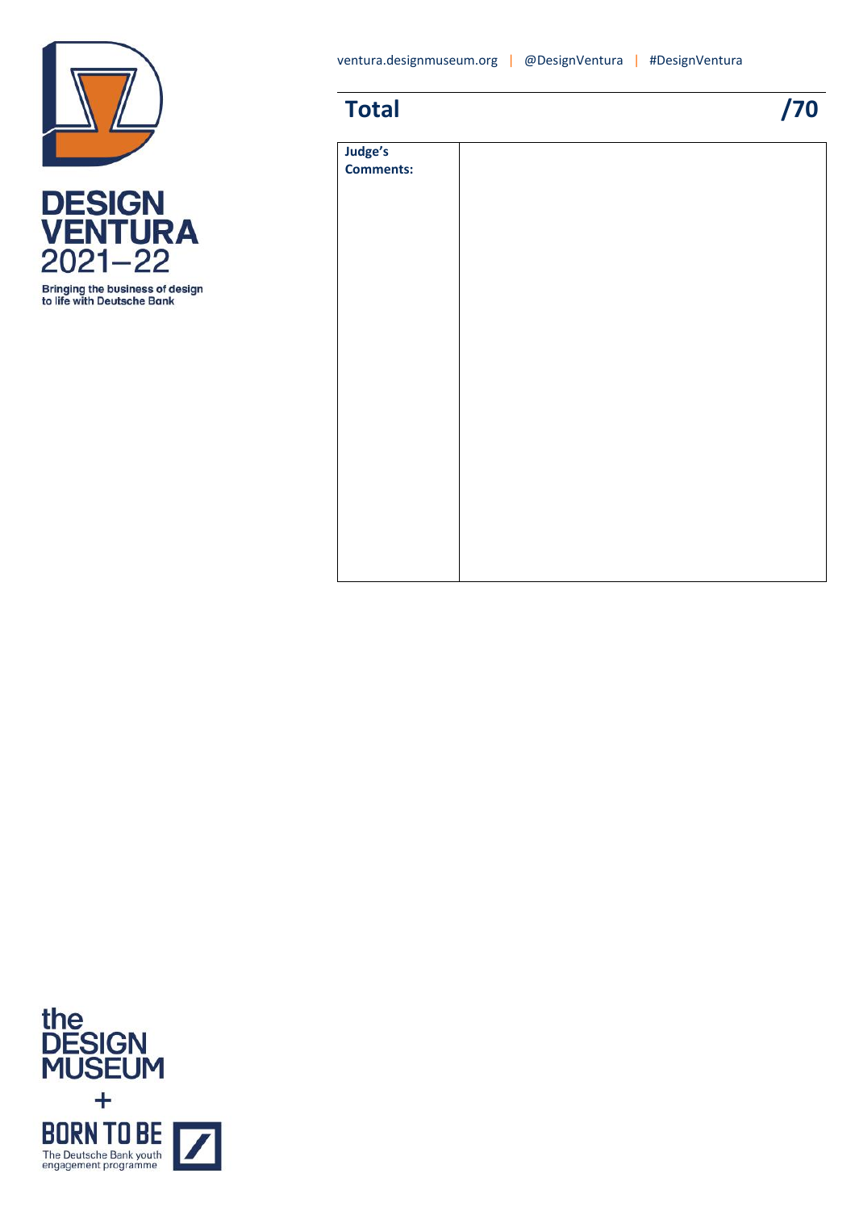## Total /70

| | |
|---|---|
| **Judge's Comments:** | |